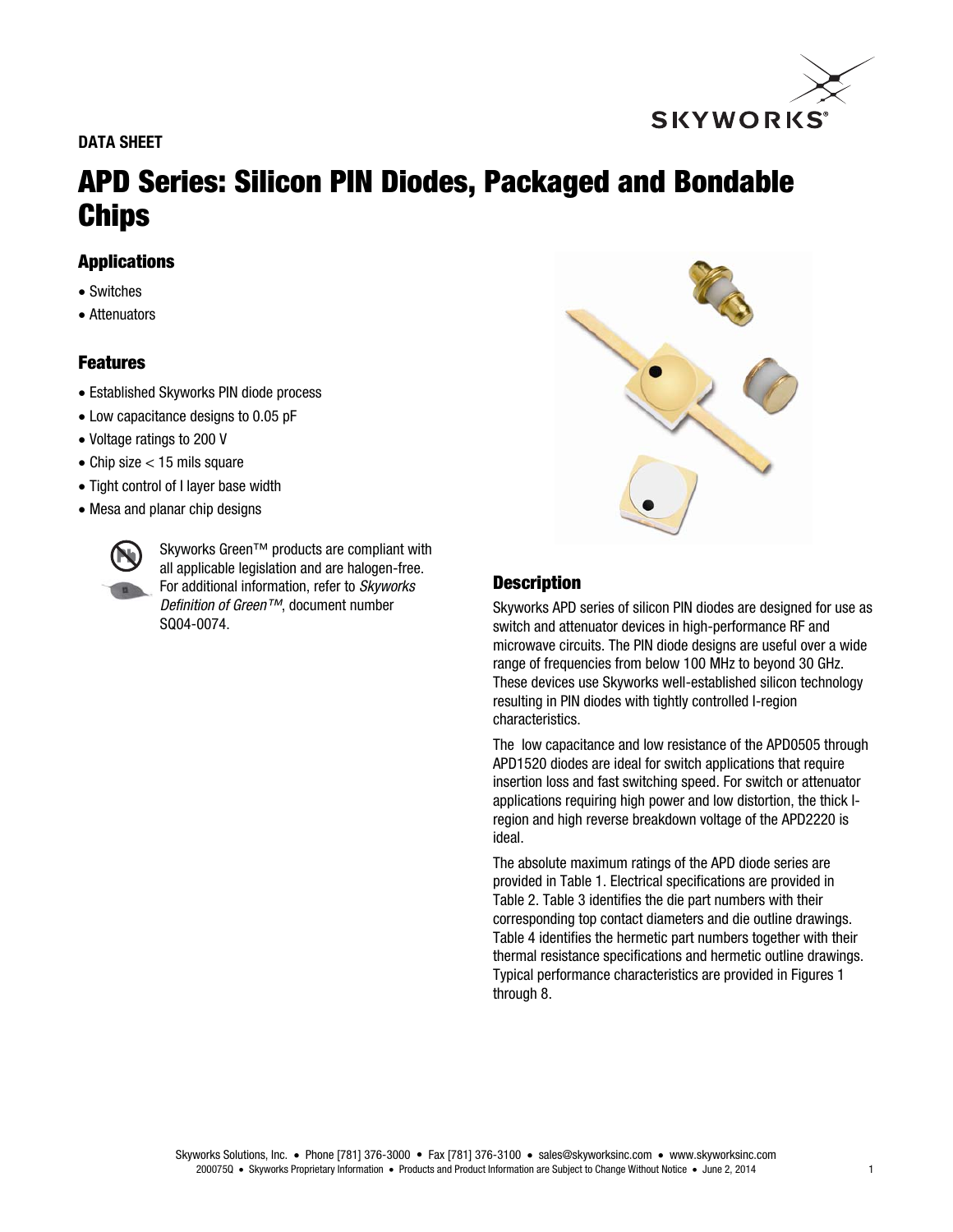DATA SHEET

# APD Series: Silicon PIN Diodes, Packaged and Bondable Chips

## Applications

- Switches
- Attenuators

## Features

- Established Skyworks PIN diode process
- Low capacitance designs to 0.05 pF
- Voltage ratings to 200 V
- Chip size < 15 mils square
- Tight control of I layer base width
- Mesa and planar chip designs

Skyworks Green™ products are compliant with all applicable legislation and are halogen-free. For additional information, refer to *Skyworks Definition of Green™*, document number SQ04-0074.

## Description

Skyworks APD series of silicon PIN diodes are designed for use as switch and attenuator devices in high-performance RF and microwave circuits. The PIN diode designs are useful over a wide range of frequencies from below 100 MHz to beyond 30 GHz. These devices use Skyworks well-established silicon technology resulting in PIN diodes with tightly controlled I-region characteristics.

The low capacitance and low resistance of the APD0505 through APD1520 diodes are ideal for switch applications that require insertion loss and fast switching speed. For switch or attenuator applications requiring high power and low distortion, the thick I-region and high reverse breakdown voltage of the APD2220 is ideal.

The absolute maximum ratings of the APD diode series are provided in Table 1. Electrical specifications are provided in Table 2. Table 3 identifies the die part numbers with their corresponding top contact diameters and die outline drawings. Table 4 identifies the hermetic part numbers together with their thermal resistance specifications and hermetic outline drawings. Typical performance characteristics are provided in Figures 1 through 8.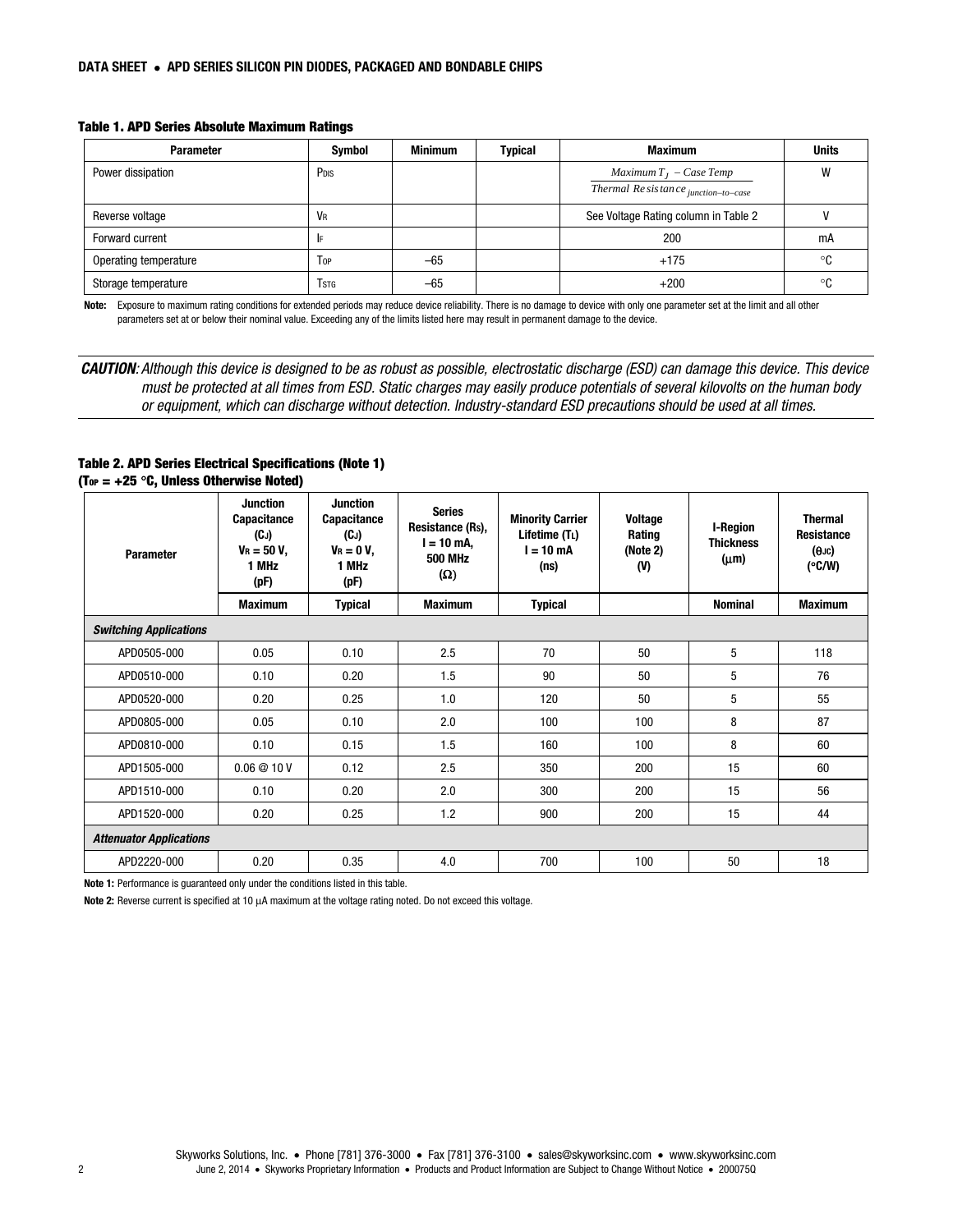**Table 1. APD Series Absolute Maximum Ratings**

| Parameter | Symbol | Minimum | Typical | Maximum | Units |
|---|---|---|---|---|---|
| Power dissipation | $P_{DIS}$ | | | $\frac{Maximum\ T_J\ -\ Case\ Temp}{Thermal\ Resistance_{junction-to-case}}$ | W |
| Reverse voltage | $V_R$ | | | See Voltage Rating column in Table 2 | V |
| Forward current | $I_F$ | | | 200 | mA |
| Operating temperature | $T_{OP}$ | –65 | | +175 | °C |
| Storage temperature | $T_{STG}$ | –65 | | +200 | °C |

**Note:** Exposure to maximum rating conditions for extended periods may reduce device reliability. There is no damage to device with only one parameter set at the limit and all other parameters set at or below their nominal value. Exceeding any of the limits listed here may result in permanent damage to the device.

***CAUTION**: Although this device is designed to be as robust as possible, electrostatic discharge (ESD) can damage this device. This device must be protected at all times from ESD. Static charges may easily produce potentials of several kilovolts on the human body or equipment, which can discharge without detection. Industry-standard ESD precautions should be used at all times.*

**Table 2. APD Series Electrical Specifications (Note 1)**
**($T_{OP}$ = +25 °C, Unless Otherwise Noted)**

| Parameter | Junction Capacitance ($C_J$) $V_R$ = 50 V, 1 MHz (pF) | Junction Capacitance ($C_J$) $V_R$ = 0 V, 1 MHz (pF) | Series Resistance ($R_S$), I = 10 mA, 500 MHz (Ω) | Minority Carrier Lifetime ($T_L$) I = 10 mA (ns) | Voltage Rating (Note 2) (V) | I-Region Thickness (μm) | Thermal Resistance ($\theta_{JC}$) (°C/W) |
|---|---|---|---|---|---|---|---|
| | Maximum | Typical | Maximum | Typical | | Nominal | Maximum |
| ***Switching Applications*** | | | | | | | |
| APD0505-000 | 0.05 | 0.10 | 2.5 | 70 | 50 | 5 | 118 |
| APD0510-000 | 0.10 | 0.20 | 1.5 | 90 | 50 | 5 | 76 |
| APD0520-000 | 0.20 | 0.25 | 1.0 | 120 | 50 | 5 | 55 |
| APD0805-000 | 0.05 | 0.10 | 2.0 | 100 | 100 | 8 | 87 |
| APD0810-000 | 0.10 | 0.15 | 1.5 | 160 | 100 | 8 | 60 |
| APD1505-000 | 0.06 @ 10 V | 0.12 | 2.5 | 350 | 200 | 15 | 60 |
| APD1510-000 | 0.10 | 0.20 | 2.0 | 300 | 200 | 15 | 56 |
| APD1520-000 | 0.20 | 0.25 | 1.2 | 900 | 200 | 15 | 44 |
| ***Attenuator Applications*** | | | | | | | |
| APD2220-000 | 0.20 | 0.35 | 4.0 | 700 | 100 | 50 | 18 |

**Note 1:** Performance is guaranteed only under the conditions listed in this table.

**Note 2:** Reverse current is specified at 10 μA maximum at the voltage rating noted. Do not exceed this voltage.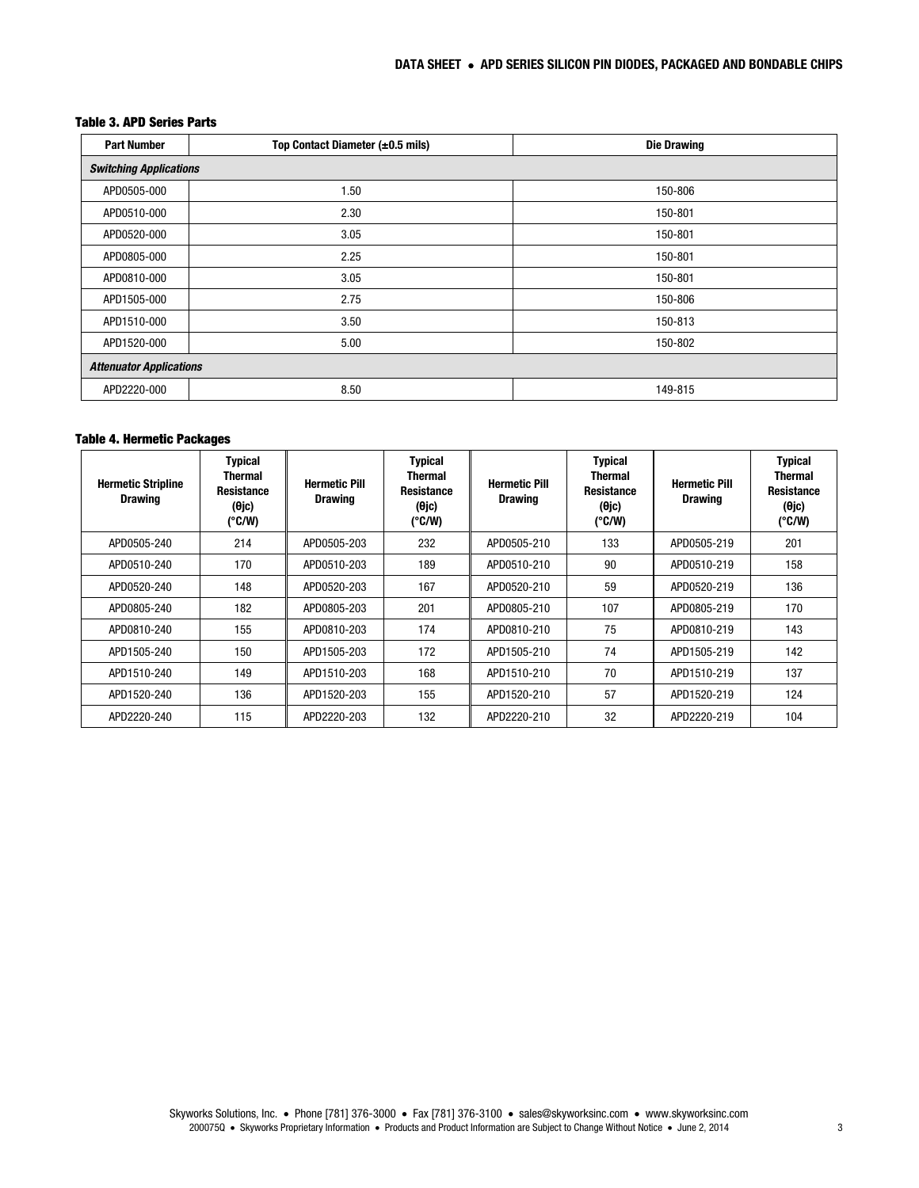**Table 3. APD Series Parts**

| Part Number | Top Contact Diameter (±0.5 mils) | Die Drawing |
|---|---|---|
| ***Switching Applications*** | | |
| APD0505-000 | 1.50 | 150-806 |
| APD0510-000 | 2.30 | 150-801 |
| APD0520-000 | 3.05 | 150-801 |
| APD0805-000 | 2.25 | 150-801 |
| APD0810-000 | 3.05 | 150-801 |
| APD1505-000 | 2.75 | 150-806 |
| APD1510-000 | 3.50 | 150-813 |
| APD1520-000 | 5.00 | 150-802 |
| ***Attenuator Applications*** | | |
| APD2220-000 | 8.50 | 149-815 |

**Table 4. Hermetic Packages**

| Hermetic Stripline Drawing | Typical Thermal Resistance (θjc) (°C/W) | Hermetic Pill Drawing | Typical Thermal Resistance (θjc) (°C/W) | Hermetic Pill Drawing | Typical Thermal Resistance (θjc) (°C/W) | Hermetic Pill Drawing | Typical Thermal Resistance (θjc) (°C/W) |
|---|---|---|---|---|---|---|---|
| APD0505-240 | 214 | APD0505-203 | 232 | APD0505-210 | 133 | APD0505-219 | 201 |
| APD0510-240 | 170 | APD0510-203 | 189 | APD0510-210 | 90 | APD0510-219 | 158 |
| APD0520-240 | 148 | APD0520-203 | 167 | APD0520-210 | 59 | APD0520-219 | 136 |
| APD0805-240 | 182 | APD0805-203 | 201 | APD0805-210 | 107 | APD0805-219 | 170 |
| APD0810-240 | 155 | APD0810-203 | 174 | APD0810-210 | 75 | APD0810-219 | 143 |
| APD1505-240 | 150 | APD1505-203 | 172 | APD1505-210 | 74 | APD1505-219 | 142 |
| APD1510-240 | 149 | APD1510-203 | 168 | APD1510-210 | 70 | APD1510-219 | 137 |
| APD1520-240 | 136 | APD1520-203 | 155 | APD1520-210 | 57 | APD1520-219 | 124 |
| APD2220-240 | 115 | APD2220-203 | 132 | APD2220-210 | 32 | APD2220-219 | 104 |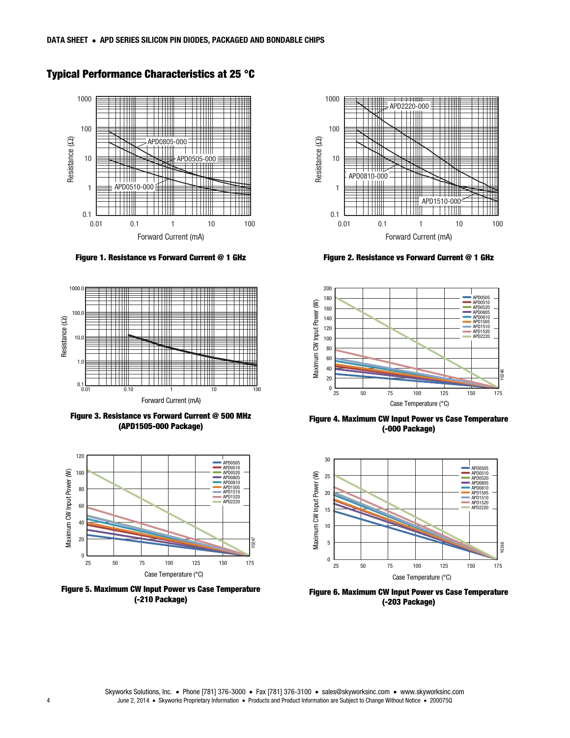## Typical Performance Characteristics at 25 °C

Figure 1. Resistance vs Forward Current @ 1 GHz

Figure 2. Resistance vs Forward Current @ 1 GHz

Figure 3. Resistance vs Forward Current @ 500 MHz (APD1505-000 Package)

Figure 4. Maximum CW Input Power vs Case Temperature (-000 Package)

Figure 5. Maximum CW Input Power vs Case Temperature (-210 Package)

Figure 6. Maximum CW Input Power vs Case Temperature (-203 Package)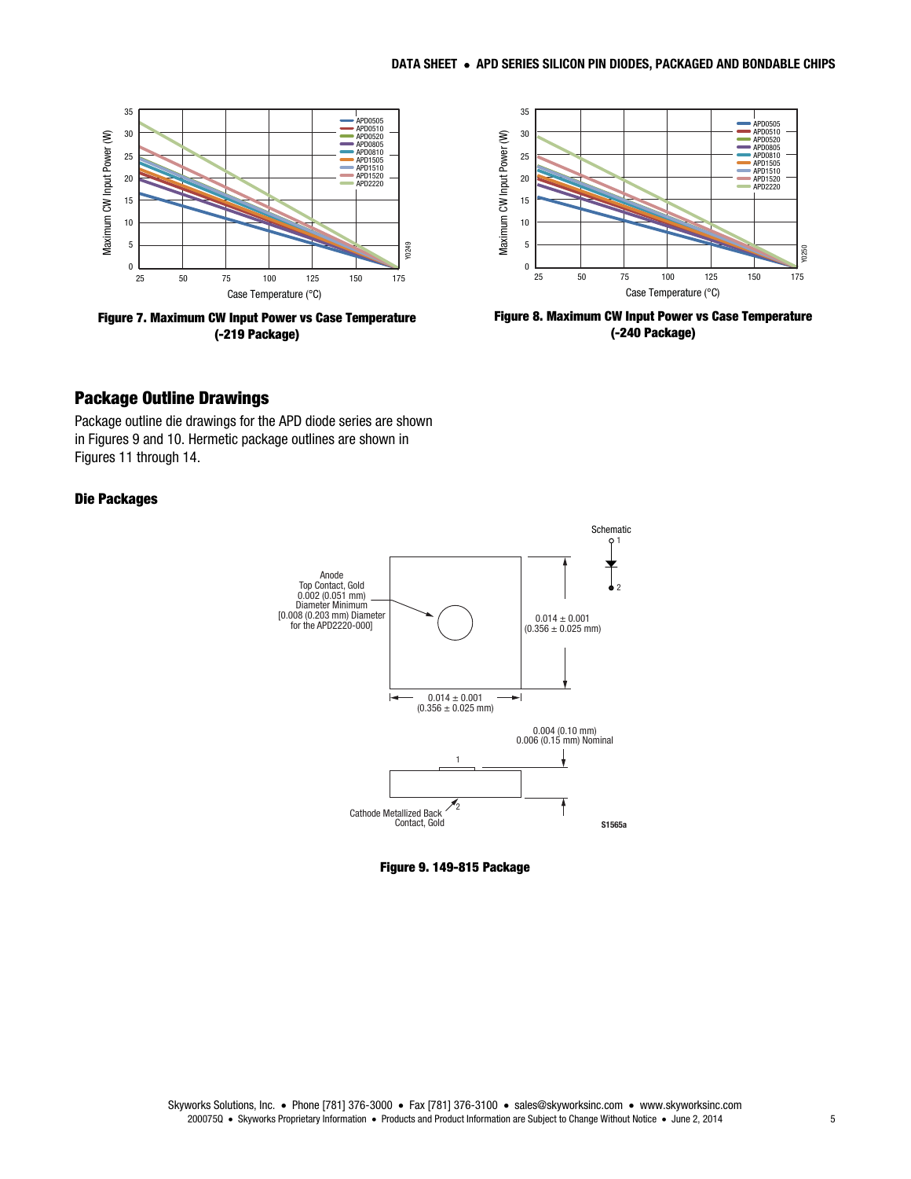Figure 7. Maximum CW Input Power vs Case Temperature (-219 Package)

Figure 8. Maximum CW Input Power vs Case Temperature (-240 Package)

## Package Outline Drawings

Package outline die drawings for the APD diode series are shown in Figures 9 and 10. Hermetic package outlines are shown in Figures 11 through 14.

### Die Packages

Figure 9. 149-815 Package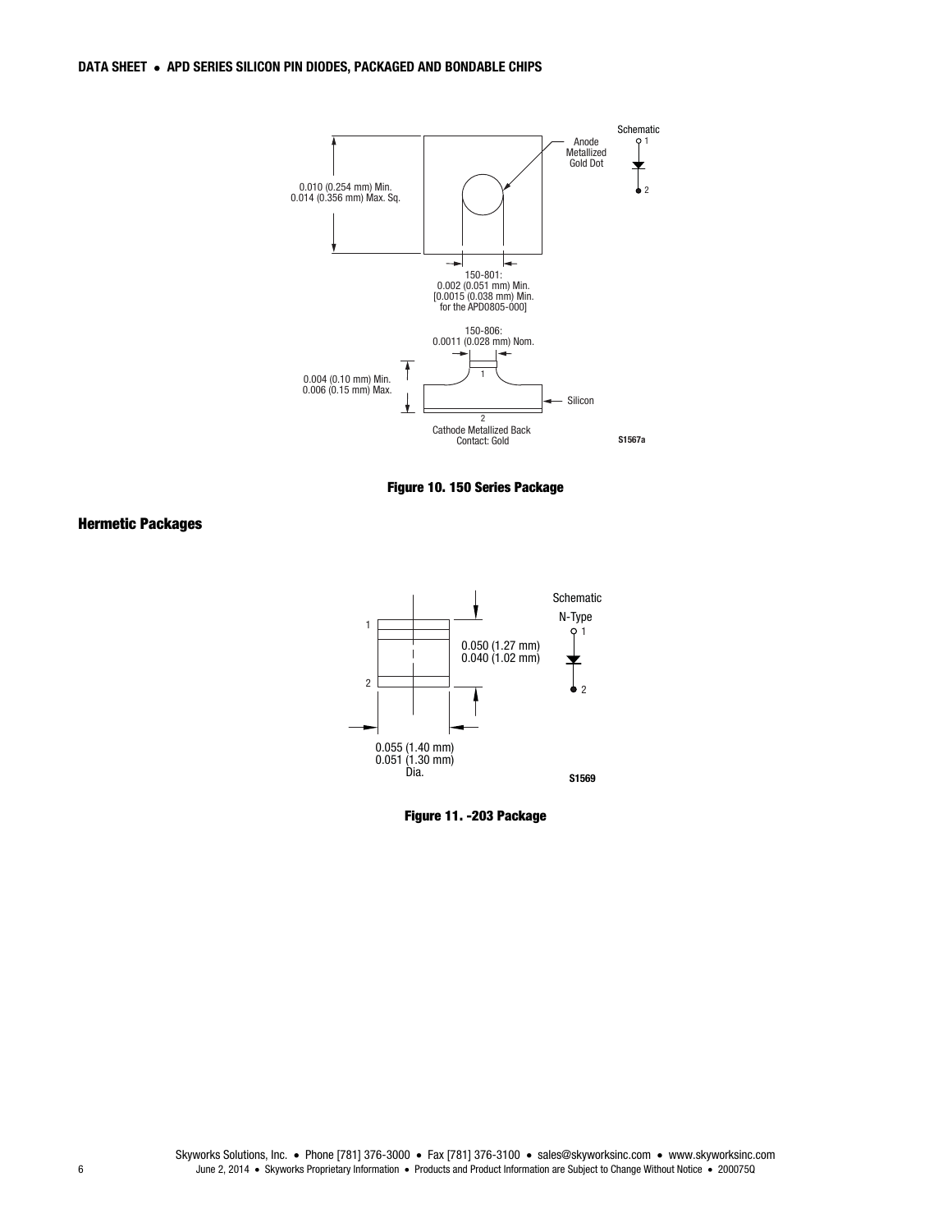0.010 (0.254 mm) Min.
0.014 (0.356 mm) Max. Sq.

Anode Metallized Gold Dot

Schematic

150-801:
0.002 (0.051 mm) Min.
[0.0015 (0.038 mm) Min. for the APD0805-000]

150-806:
0.0011 (0.028 mm) Nom.

0.004 (0.10 mm) Min.
0.006 (0.15 mm) Max.

Silicon

Cathode Metallized Back Contact: Gold

S1567a

**Figure 10. 150 Series Package**

## Hermetic Packages

0.050 (1.27 mm)
0.040 (1.02 mm)

Schematic
N-Type

0.055 (1.40 mm)
0.051 (1.30 mm)
Dia.

S1569

**Figure 11. -203 Package**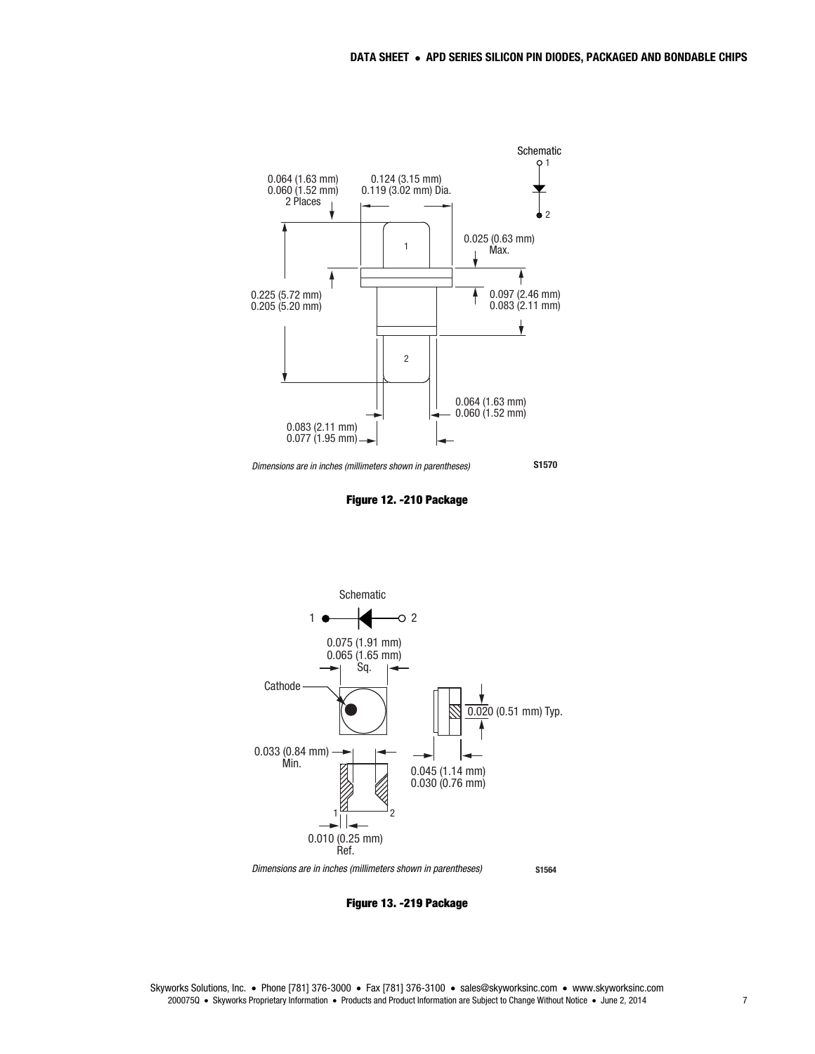Schematic

1

2

0.064 (1.63 mm)
0.060 (1.52 mm)
2 Places

0.124 (3.15 mm)
0.119 (3.02 mm) Dia.

0.025 (0.63 mm)
Max.

0.225 (5.72 mm)
0.205 (5.20 mm)

0.097 (2.46 mm)
0.083 (2.11 mm)

0.064 (1.63 mm)
0.060 (1.52 mm)

0.083 (2.11 mm)
0.077 (1.95 mm)

*Dimensions are in inches (millimeters shown in parentheses)*

S1570

**Figure 12. -210 Package**

Schematic

1 2

0.075 (1.91 mm)
0.065 (1.65 mm)
Sq.

Cathode

0.020 (0.51 mm) Typ.

0.033 (0.84 mm)
Min.

0.045 (1.14 mm)
0.030 (0.76 mm)

0.010 (0.25 mm)
Ref.

*Dimensions are in inches (millimeters shown in parentheses)*

S1564

**Figure 13. -219 Package**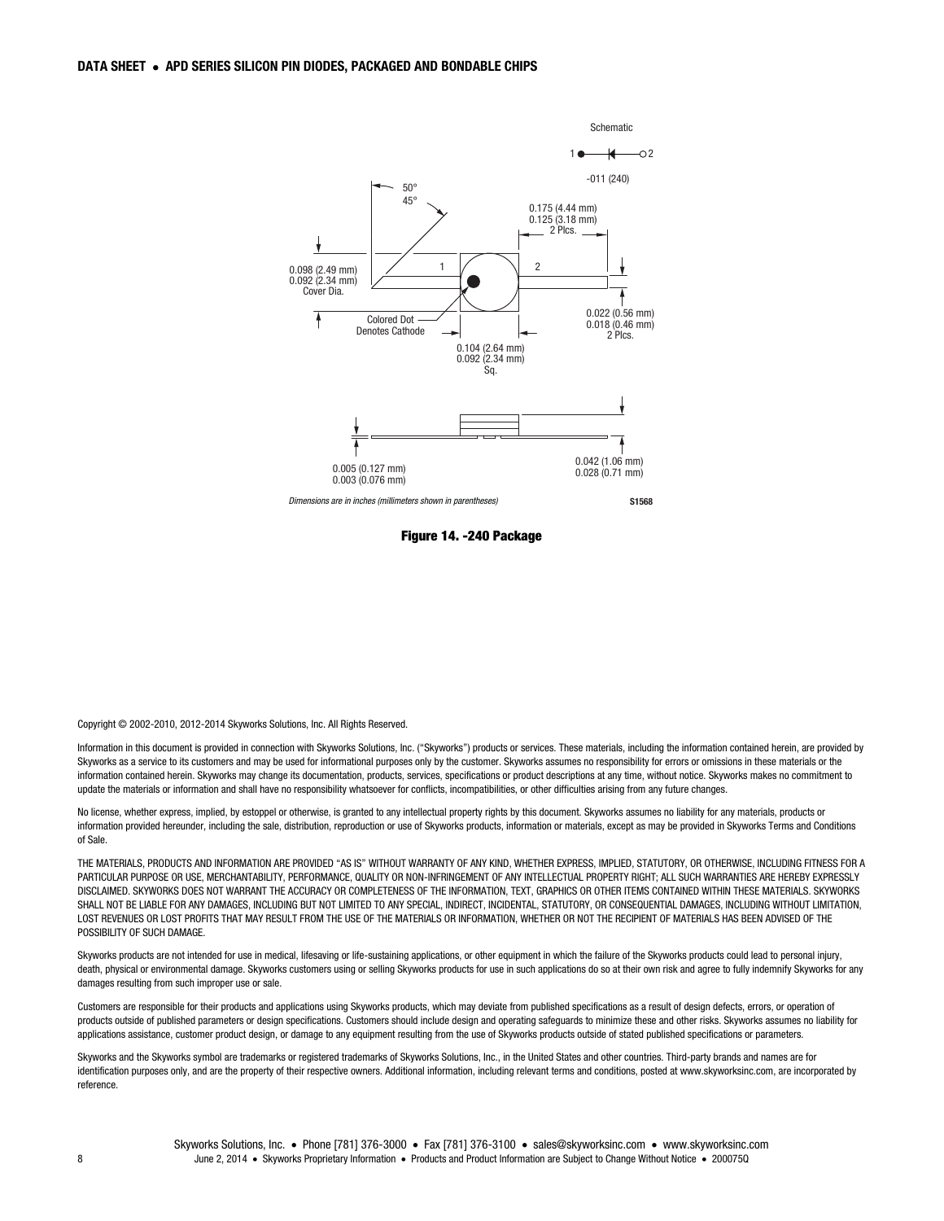Schematic

1 2

-011 (240)

50°
45°

0.175 (4.44 mm)
0.125 (3.18 mm)
2 Plcs.

0.098 (2.49 mm)
0.092 (2.34 mm)
Cover Dia.

1

2

Colored Dot
Denotes Cathode

0.022 (0.56 mm)
0.018 (0.46 mm)
2 Plcs.

0.104 (2.64 mm)
0.092 (2.34 mm)
Sq.

0.005 (0.127 mm)
0.003 (0.076 mm)

0.042 (1.06 mm)
0.028 (0.71 mm)

*Dimensions are in inches (millimeters shown in parentheses)*

S1568

**Figure 14. -240 Package**

Copyright © 2002-2010, 2012-2014 Skyworks Solutions, Inc. All Rights Reserved.

Information in this document is provided in connection with Skyworks Solutions, Inc. ("Skyworks") products or services. These materials, including the information contained herein, are provided by Skyworks as a service to its customers and may be used for informational purposes only by the customer. Skyworks assumes no responsibility for errors or omissions in these materials or the information contained herein. Skyworks may change its documentation, products, services, specifications or product descriptions at any time, without notice. Skyworks makes no commitment to update the materials or information and shall have no responsibility whatsoever for conflicts, incompatibilities, or other difficulties arising from any future changes.

No license, whether express, implied, by estoppel or otherwise, is granted to any intellectual property rights by this document. Skyworks assumes no liability for any materials, products or information provided hereunder, including the sale, distribution, reproduction or use of Skyworks products, information or materials, except as may be provided in Skyworks Terms and Conditions of Sale.

THE MATERIALS, PRODUCTS AND INFORMATION ARE PROVIDED "AS IS" WITHOUT WARRANTY OF ANY KIND, WHETHER EXPRESS, IMPLIED, STATUTORY, OR OTHERWISE, INCLUDING FITNESS FOR A PARTICULAR PURPOSE OR USE, MERCHANTABILITY, PERFORMANCE, QUALITY OR NON-INFRINGEMENT OF ANY INTELLECTUAL PROPERTY RIGHT; ALL SUCH WARRANTIES ARE HEREBY EXPRESSLY DISCLAIMED. SKYWORKS DOES NOT WARRANT THE ACCURACY OR COMPLETENESS OF THE INFORMATION, TEXT, GRAPHICS OR OTHER ITEMS CONTAINED WITHIN THESE MATERIALS. SKYWORKS SHALL NOT BE LIABLE FOR ANY DAMAGES, INCLUDING BUT NOT LIMITED TO ANY SPECIAL, INDIRECT, INCIDENTAL, STATUTORY, OR CONSEQUENTIAL DAMAGES, INCLUDING WITHOUT LIMITATION, LOST REVENUES OR LOST PROFITS THAT MAY RESULT FROM THE USE OF THE MATERIALS OR INFORMATION, WHETHER OR NOT THE RECIPIENT OF MATERIALS HAS BEEN ADVISED OF THE POSSIBILITY OF SUCH DAMAGE.

Skyworks products are not intended for use in medical, lifesaving or life-sustaining applications, or other equipment in which the failure of the Skyworks products could lead to personal injury, death, physical or environmental damage. Skyworks customers using or selling Skyworks products for use in such applications do so at their own risk and agree to fully indemnify Skyworks for any damages resulting from such improper use or sale.

Customers are responsible for their products and applications using Skyworks products, which may deviate from published specifications as a result of design defects, errors, or operation of products outside of published parameters or design specifications. Customers should include design and operating safeguards to minimize these and other risks. Skyworks assumes no liability for applications assistance, customer product design, or damage to any equipment resulting from the use of Skyworks products outside of stated published specifications or parameters.

Skyworks and the Skyworks symbol are trademarks or registered trademarks of Skyworks Solutions, Inc., in the United States and other countries. Third-party brands and names are for identification purposes only, and are the property of their respective owners. Additional information, including relevant terms and conditions, posted at www.skyworksinc.com, are incorporated by reference.